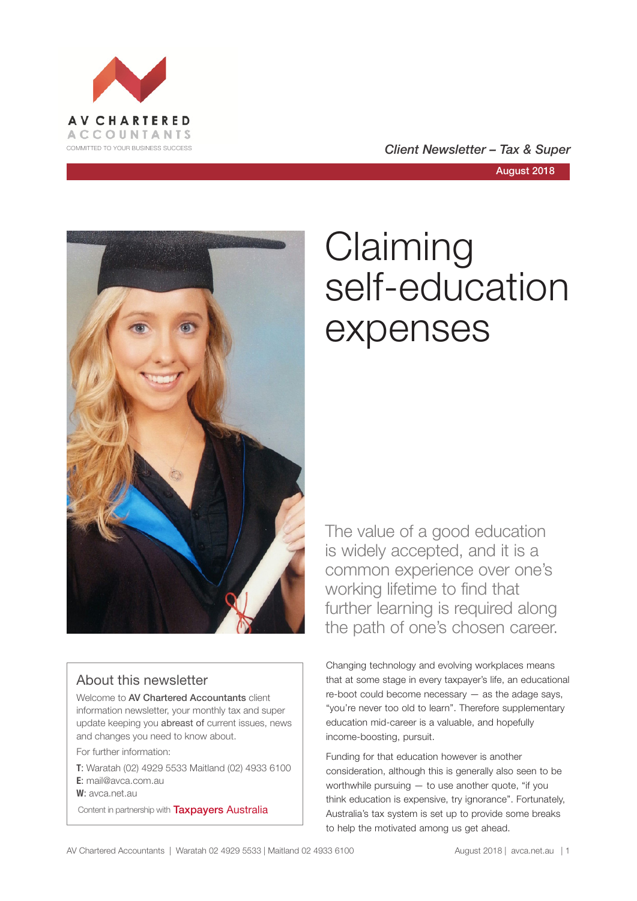AV CHARTERED ACCOUNTANTS

COMMITTED TO YOUR BUSINESS SUCCESS

*Client Newsletter – Tax & Super*

**August 2018**

# Claiming self-education expenses

The value of a good education is widely accepted, and it is a common experience over one's working lifetime to find that further learning is required along the path of one's chosen career.

Changing technology and evolving workplaces means that at some stage in every taxpayer's life, an educational re-boot could become necessary — as the adage says, "you're never too old to learn". Therefore supplementary education mid-career is a valuable, and hopefully income-boosting, pursuit.

Funding for that education however is another consideration, although this is generally also seen to be worthwhile pursuing — to use another quote, "if you think education is expensive, try ignorance". Fortunately, Australia's tax system is set up to provide some breaks to help the motivated among us get ahead.

## About this newsletter

Welcome to **AV Chartered Accountants** client information newsletter, your monthly tax and super update keeping you **abreast of** current issues, news and changes you need to know about.

For further information:

**T**: Waratah (02) 4929 5533 Maitland (02) 4933 6100
**E**: mail@avca.com.au
**W**: avca.net.au

Content in partnership with Taxpayers Australia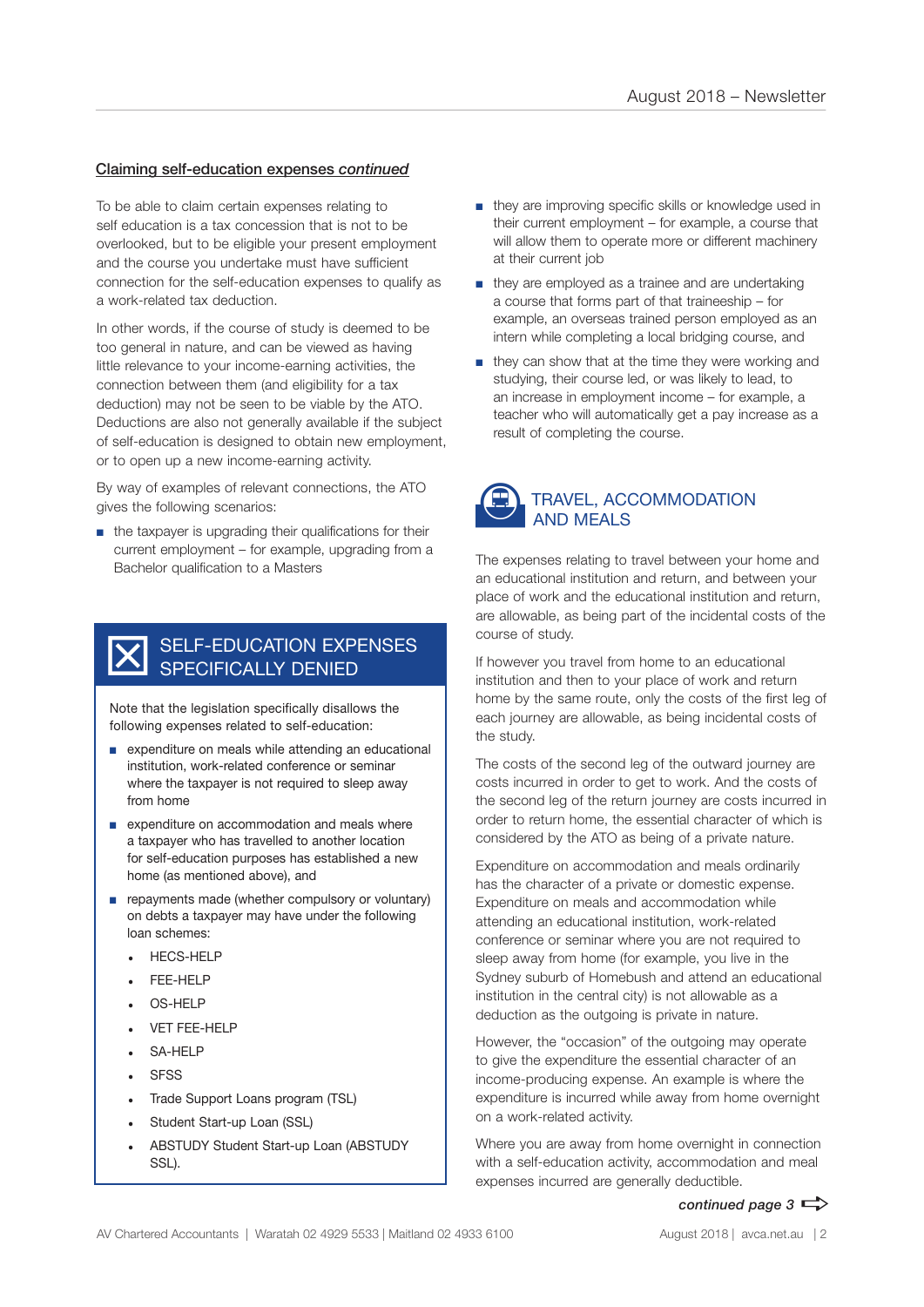## Claiming self-education expenses *continued*

To be able to claim certain expenses relating to self education is a tax concession that is not to be overlooked, but to be eligible your present employment and the course you undertake must have sufficient connection for the self-education expenses to qualify as a work-related tax deduction.

In other words, if the course of study is deemed to be too general in nature, and can be viewed as having little relevance to your income-earning activities, the connection between them (and eligibility for a tax deduction) may not be seen to be viable by the ATO. Deductions are also not generally available if the subject of self-education is designed to obtain new employment, or to open up a new income-earning activity.

By way of examples of relevant connections, the ATO gives the following scenarios:

- the taxpayer is upgrading their qualifications for their current employment – for example, upgrading from a Bachelor qualification to a Masters
- they are improving specific skills or knowledge used in their current employment – for example, a course that will allow them to operate more or different machinery at their current job
- they are employed as a trainee and are undertaking a course that forms part of that traineeship – for example, an overseas trained person employed as an intern while completing a local bridging course, and
- they can show that at the time they were working and studying, their course led, or was likely to lead, to an increase in employment income – for example, a teacher who will automatically get a pay increase as a result of completing the course.

## SELF-EDUCATION EXPENSES SPECIFICALLY DENIED

Note that the legislation specifically disallows the following expenses related to self-education:

- expenditure on meals while attending an educational institution, work-related conference or seminar where the taxpayer is not required to sleep away from home
- expenditure on accommodation and meals where a taxpayer who has travelled to another location for self-education purposes has established a new home (as mentioned above), and
- repayments made (whether compulsory or voluntary) on debts a taxpayer may have under the following loan schemes:
  - HECS-HELP
  - FEE-HELP
  - OS-HELP
  - VET FEE-HELP
  - SA-HELP
  - SFSS
  - Trade Support Loans program (TSL)
  - Student Start-up Loan (SSL)
  - ABSTUDY Student Start-up Loan (ABSTUDY SSL).

## TRAVEL, ACCOMMODATION AND MEALS

The expenses relating to travel between your home and an educational institution and return, and between your place of work and the educational institution and return, are allowable, as being part of the incidental costs of the course of study.

If however you travel from home to an educational institution and then to your place of work and return home by the same route, only the costs of the first leg of each journey are allowable, as being incidental costs of the study.

The costs of the second leg of the outward journey are costs incurred in order to get to work. And the costs of the second leg of the return journey are costs incurred in order to return home, the essential character of which is considered by the ATO as being of a private nature.

Expenditure on accommodation and meals ordinarily has the character of a private or domestic expense. Expenditure on meals and accommodation while attending an educational institution, work-related conference or seminar where you are not required to sleep away from home (for example, you live in the Sydney suburb of Homebush and attend an educational institution in the central city) is not allowable as a deduction as the outgoing is private in nature.

However, the "occasion" of the outgoing may operate to give the expenditure the essential character of an income-producing expense. An example is where the expenditure is incurred while away from home overnight on a work-related activity.

Where you are away from home overnight in connection with a self-education activity, accommodation and meal expenses incurred are generally deductible.

*continued page 3*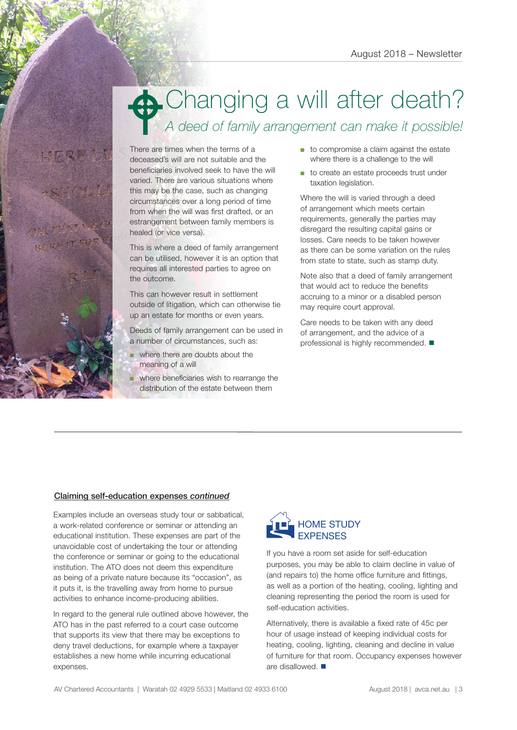# Changing a will after death?

*A deed of family arrangement can make it possible!*

There are times when the terms of a deceased's will are not suitable and the beneficiaries involved seek to have the will varied. There are various situations where this may be the case, such as changing circumstances over a long period of time from when the will was first drafted, or an estrangement between family members is healed (or vice versa).

This is where a deed of family arrangement can be utilised, however it is an option that requires all interested parties to agree on the outcome.

This can however result in settlement outside of litigation, which can otherwise tie up an estate for months or even years.

Deeds of family arrangement can be used in a number of circumstances, such as:

- where there are doubts about the meaning of a will
- where beneficiaries wish to rearrange the distribution of the estate between them
- to compromise a claim against the estate where there is a challenge to the will
- to create an estate proceeds trust under taxation legislation.

Where the will is varied through a deed of arrangement which meets certain requirements, generally the parties may disregard the resulting capital gains or losses. Care needs to be taken however as there can be some variation on the rules from state to state, such as stamp duty.

Note also that a deed of family arrangement that would act to reduce the benefits accruing to a minor or a disabled person may require court approval.

Care needs to be taken with any deed of arrangement, and the advice of a professional is highly recommended. ■

---

**Claiming self-education expenses *continued***

Examples include an overseas study tour or sabbatical, a work-related conference or seminar or attending an educational institution. These expenses are part of the unavoidable cost of undertaking the tour or attending the conference or seminar or going to the educational institution. The ATO does not deem this expenditure as being of a private nature because its "occasion", as it puts it, is the travelling away from home to pursue activities to enhance income-producing abilities.

In regard to the general rule outlined above however, the ATO has in the past referred to a court case outcome that supports its view that there may be exceptions to deny travel deductions, for example where a taxpayer establishes a new home while incurring educational expenses.

## HOME STUDY EXPENSES

If you have a room set aside for self-education purposes, you may be able to claim decline in value of (and repairs to) the home office furniture and fittings, as well as a portion of the heating, cooling, lighting and cleaning representing the period the room is used for self-education activities.

Alternatively, there is available a fixed rate of 45c per hour of usage instead of keeping individual costs for heating, cooling, lighting, cleaning and decline in value of furniture for that room. Occupancy expenses however are disallowed. ■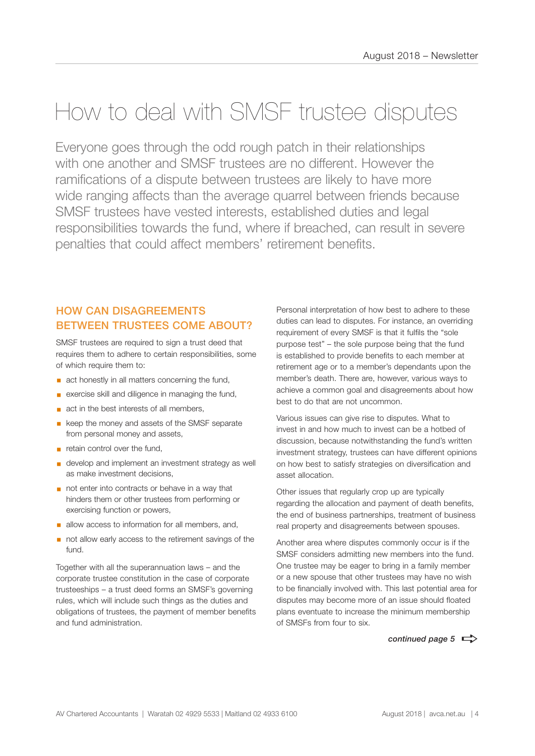# How to deal with SMSF trustee disputes

Everyone goes through the odd rough patch in their relationships with one another and SMSF trustees are no different. However the ramifications of a dispute between trustees are likely to have more wide ranging affects than the average quarrel between friends because SMSF trustees have vested interests, established duties and legal responsibilities towards the fund, where if breached, can result in severe penalties that could affect members' retirement benefits.

## HOW CAN DISAGREEMENTS BETWEEN TRUSTEES COME ABOUT?

SMSF trustees are required to sign a trust deed that requires them to adhere to certain responsibilities, some of which require them to:

- act honestly in all matters concerning the fund,
- exercise skill and diligence in managing the fund,
- act in the best interests of all members,
- keep the money and assets of the SMSF separate from personal money and assets,
- retain control over the fund,
- develop and implement an investment strategy as well as make investment decisions,
- not enter into contracts or behave in a way that hinders them or other trustees from performing or exercising function or powers,
- allow access to information for all members, and,
- not allow early access to the retirement savings of the fund.

Together with all the superannuation laws – and the corporate trustee constitution in the case of corporate trusteeships – a trust deed forms an SMSF's governing rules, which will include such things as the duties and obligations of trustees, the payment of member benefits and fund administration.

Personal interpretation of how best to adhere to these duties can lead to disputes. For instance, an overriding requirement of every SMSF is that it fulfils the "sole purpose test" – the sole purpose being that the fund is established to provide benefits to each member at retirement age or to a member's dependants upon the member's death. There are, however, various ways to achieve a common goal and disagreements about how best to do that are not uncommon.

Various issues can give rise to disputes. What to invest in and how much to invest can be a hotbed of discussion, because notwithstanding the fund's written investment strategy, trustees can have different opinions on how best to satisfy strategies on diversification and asset allocation.

Other issues that regularly crop up are typically regarding the allocation and payment of death benefits, the end of business partnerships, treatment of business real property and disagreements between spouses.

Another area where disputes commonly occur is if the SMSF considers admitting new members into the fund. One trustee may be eager to bring in a family member or a new spouse that other trustees may have no wish to be financially involved with. This last potential area for disputes may become more of an issue should floated plans eventuate to increase the minimum membership of SMSFs from four to six.

***continued page 5***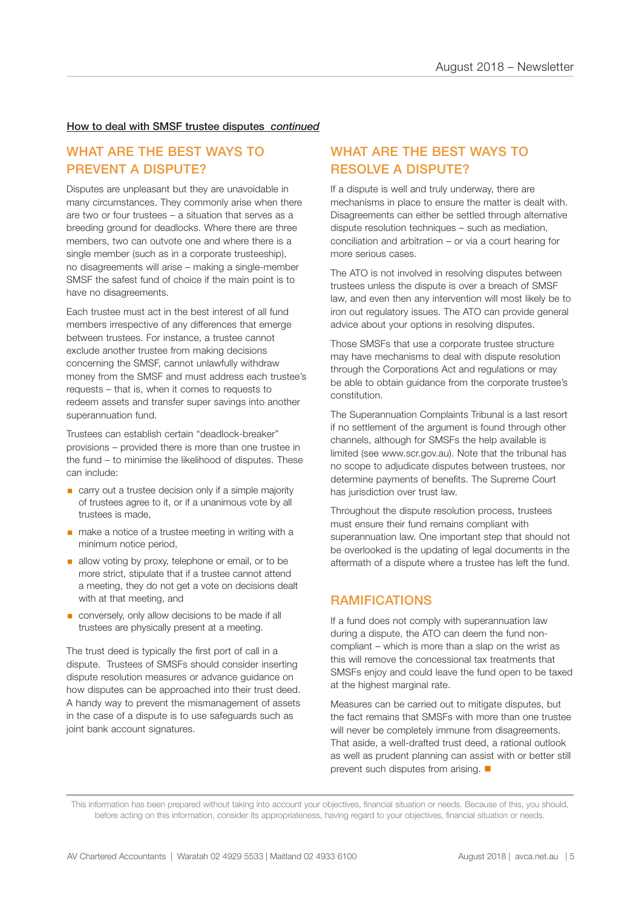<u>How to deal with SMSF trustee disputes *continued*</u>

## WHAT ARE THE BEST WAYS TO PREVENT A DISPUTE?

Disputes are unpleasant but they are unavoidable in many circumstances. They commonly arise when there are two or four trustees – a situation that serves as a breeding ground for deadlocks. Where there are three members, two can outvote one and where there is a single member (such as in a corporate trusteeship), no disagreements will arise – making a single-member SMSF the safest fund of choice if the main point is to have no disagreements.

Each trustee must act in the best interest of all fund members irrespective of any differences that emerge between trustees. For instance, a trustee cannot exclude another trustee from making decisions concerning the SMSF, cannot unlawfully withdraw money from the SMSF and must address each trustee's requests – that is, when it comes to requests to redeem assets and transfer super savings into another superannuation fund.

Trustees can establish certain "deadlock-breaker" provisions – provided there is more than one trustee in the fund – to minimise the likelihood of disputes. These can include:

- carry out a trustee decision only if a simple majority of trustees agree to it, or if a unanimous vote by all trustees is made,
- make a notice of a trustee meeting in writing with a minimum notice period,
- allow voting by proxy, telephone or email, or to be more strict, stipulate that if a trustee cannot attend a meeting, they do not get a vote on decisions dealt with at that meeting, and
- conversely, only allow decisions to be made if all trustees are physically present at a meeting.

The trust deed is typically the first port of call in a dispute. Trustees of SMSFs should consider inserting dispute resolution measures or advance guidance on how disputes can be approached into their trust deed. A handy way to prevent the mismanagement of assets in the case of a dispute is to use safeguards such as joint bank account signatures.

## WHAT ARE THE BEST WAYS TO RESOLVE A DISPUTE?

If a dispute is well and truly underway, there are mechanisms in place to ensure the matter is dealt with. Disagreements can either be settled through alternative dispute resolution techniques – such as mediation, conciliation and arbitration – or via a court hearing for more serious cases.

The ATO is not involved in resolving disputes between trustees unless the dispute is over a breach of SMSF law, and even then any intervention will most likely be to iron out regulatory issues. The ATO can provide general advice about your options in resolving disputes.

Those SMSFs that use a corporate trustee structure may have mechanisms to deal with dispute resolution through the Corporations Act and regulations or may be able to obtain guidance from the corporate trustee's constitution.

The Superannuation Complaints Tribunal is a last resort if no settlement of the argument is found through other channels, although for SMSFs the help available is limited (see www.scr.gov.au). Note that the tribunal has no scope to adjudicate disputes between trustees, nor determine payments of benefits. The Supreme Court has jurisdiction over trust law.

Throughout the dispute resolution process, trustees must ensure their fund remains compliant with superannuation law. One important step that should not be overlooked is the updating of legal documents in the aftermath of a dispute where a trustee has left the fund.

## RAMIFICATIONS

If a fund does not comply with superannuation law during a dispute, the ATO can deem the fund non-compliant – which is more than a slap on the wrist as this will remove the concessional tax treatments that SMSFs enjoy and could leave the fund open to be taxed at the highest marginal rate.

Measures can be carried out to mitigate disputes, but the fact remains that SMSFs with more than one trustee will never be completely immune from disagreements. That aside, a well-drafted trust deed, a rational outlook as well as prudent planning can assist with or better still prevent such disputes from arising. ■

This information has been prepared without taking into account your objectives, financial situation or needs. Because of this, you should, before acting on this information, consider its appropriateness, having regard to your objectives, financial situation or needs.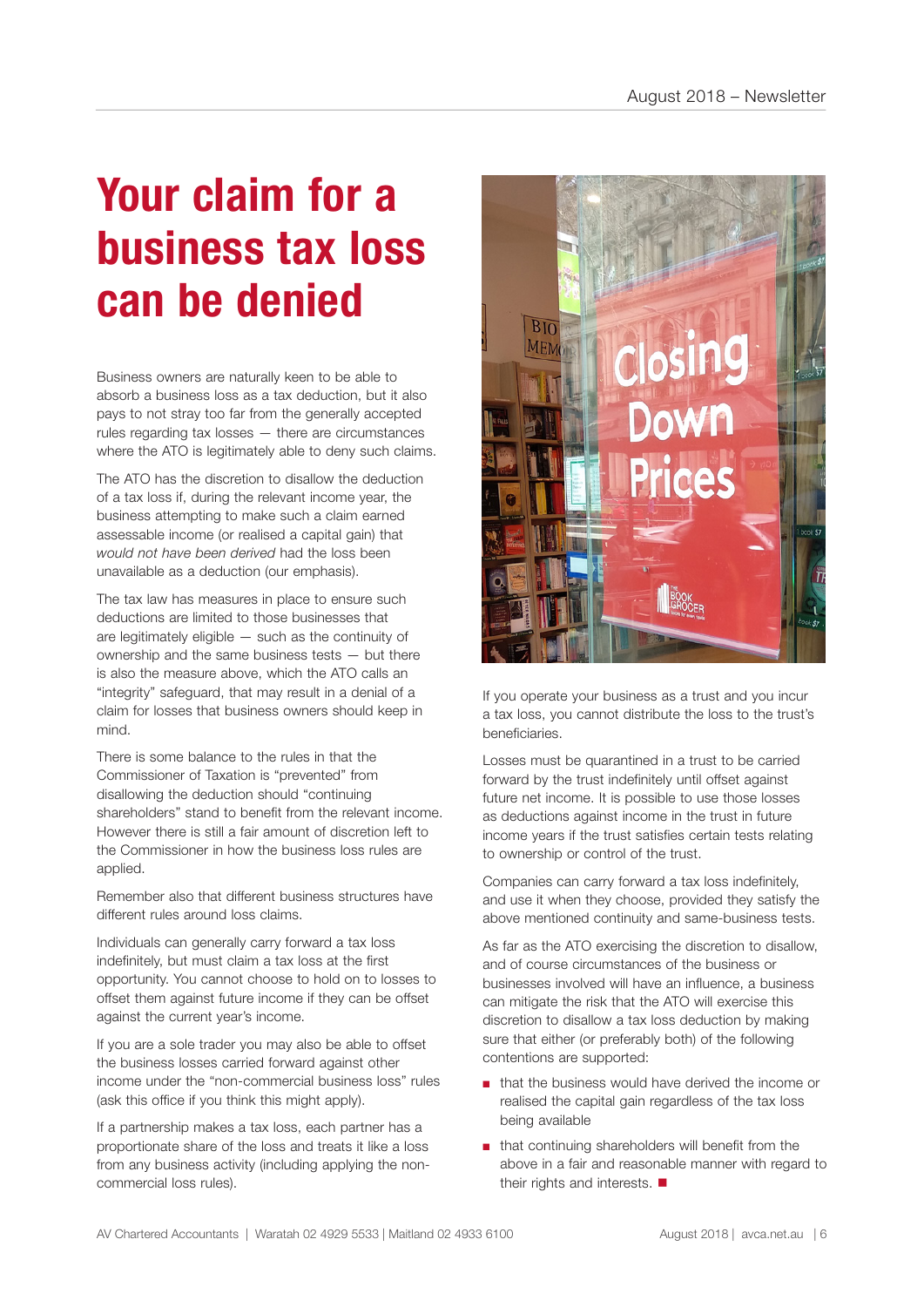# Your claim for a business tax loss can be denied

Business owners are naturally keen to be able to absorb a business loss as a tax deduction, but it also pays to not stray too far from the generally accepted rules regarding tax losses — there are circumstances where the ATO is legitimately able to deny such claims.

The ATO has the discretion to disallow the deduction of a tax loss if, during the relevant income year, the business attempting to make such a claim earned assessable income (or realised a capital gain) that *would not have been derived* had the loss been unavailable as a deduction (our emphasis).

The tax law has measures in place to ensure such deductions are limited to those businesses that are legitimately eligible — such as the continuity of ownership and the same business tests — but there is also the measure above, which the ATO calls an "integrity" safeguard, that may result in a denial of a claim for losses that business owners should keep in mind.

There is some balance to the rules in that the Commissioner of Taxation is "prevented" from disallowing the deduction should "continuing shareholders" stand to benefit from the relevant income. However there is still a fair amount of discretion left to the Commissioner in how the business loss rules are applied.

Remember also that different business structures have different rules around loss claims.

Individuals can generally carry forward a tax loss indefinitely, but must claim a tax loss at the first opportunity. You cannot choose to hold on to losses to offset them against future income if they can be offset against the current year's income.

If you are a sole trader you may also be able to offset the business losses carried forward against other income under the "non-commercial business loss" rules (ask this office if you think this might apply).

If a partnership makes a tax loss, each partner has a proportionate share of the loss and treats it like a loss from any business activity (including applying the non-commercial loss rules).

If you operate your business as a trust and you incur a tax loss, you cannot distribute the loss to the trust's beneficiaries.

Losses must be quarantined in a trust to be carried forward by the trust indefinitely until offset against future net income. It is possible to use those losses as deductions against income in the trust in future income years if the trust satisfies certain tests relating to ownership or control of the trust.

Companies can carry forward a tax loss indefinitely, and use it when they choose, provided they satisfy the above mentioned continuity and same-business tests.

As far as the ATO exercising the discretion to disallow, and of course circumstances of the business or businesses involved will have an influence, a business can mitigate the risk that the ATO will exercise this discretion to disallow a tax loss deduction by making sure that either (or preferably both) of the following contentions are supported:

- that the business would have derived the income or realised the capital gain regardless of the tax loss being available
- that continuing shareholders will benefit from the above in a fair and reasonable manner with regard to their rights and interests. ■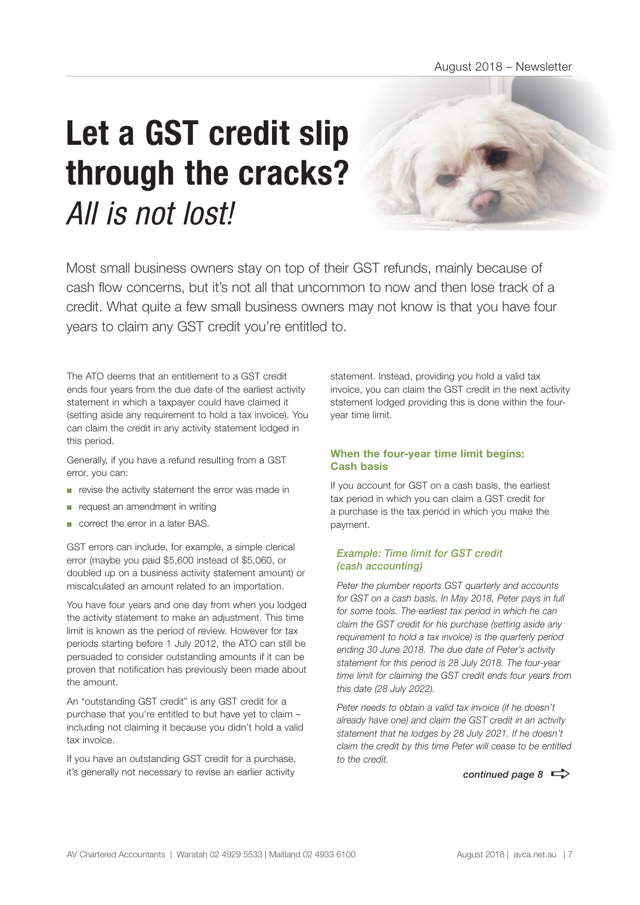# Let a GST credit slip through the cracks? *All is not lost!*

Most small business owners stay on top of their GST refunds, mainly because of cash flow concerns, but it's not all that uncommon to now and then lose track of a credit. What quite a few small business owners may not know is that you have four years to claim any GST credit you're entitled to.

The ATO deems that an entitlement to a GST credit ends four years from the due date of the earliest activity statement in which a taxpayer could have claimed it (setting aside any requirement to hold a tax invoice). You can claim the credit in any activity statement lodged in this period.

Generally, if you have a refund resulting from a GST error, you can:

- revise the activity statement the error was made in
- request an amendment in writing
- correct the error in a later BAS.

GST errors can include, for example, a simple clerical error (maybe you paid $5,600 instead of $5,060, or doubled up on a business activity statement amount) or miscalculated an amount related to an importation.

You have four years and one day from when you lodged the activity statement to make an adjustment. This time limit is known as the period of review. However for tax periods starting before 1 July 2012, the ATO can still be persuaded to consider outstanding amounts if it can be proven that notification has previously been made about the amount.

An "outstanding GST credit" is any GST credit for a purchase that you're entitled to but have yet to claim – including not claiming it because you didn't hold a valid tax invoice.

If you have an outstanding GST credit for a purchase, it's generally not necessary to revise an earlier activity statement. Instead, providing you hold a valid tax invoice, you can claim the GST credit in the next activity statement lodged providing this is done within the four-year time limit.

### When the four-year time limit begins: Cash basis

If you account for GST on a cash basis, the earliest tax period in which you can claim a GST credit for a purchase is the tax period in which you make the payment.

#### *Example: Time limit for GST credit (cash accounting)*

*Peter the plumber reports GST quarterly and accounts for GST on a cash basis. In May 2018, Peter pays in full for some tools. The earliest tax period in which he can claim the GST credit for his purchase (setting aside any requirement to hold a tax invoice) is the quarterly period ending 30 June 2018. The due date of Peter's activity statement for this period is 28 July 2018. The four-year time limit for claiming the GST credit ends four years from this date (28 July 2022).*

*Peter needs to obtain a valid tax invoice (if he doesn't already have one) and claim the GST credit in an activity statement that he lodges by 28 July 2021. If he doesn't claim the credit by this time Peter will cease to be entitled to the credit.*

***continued page 8***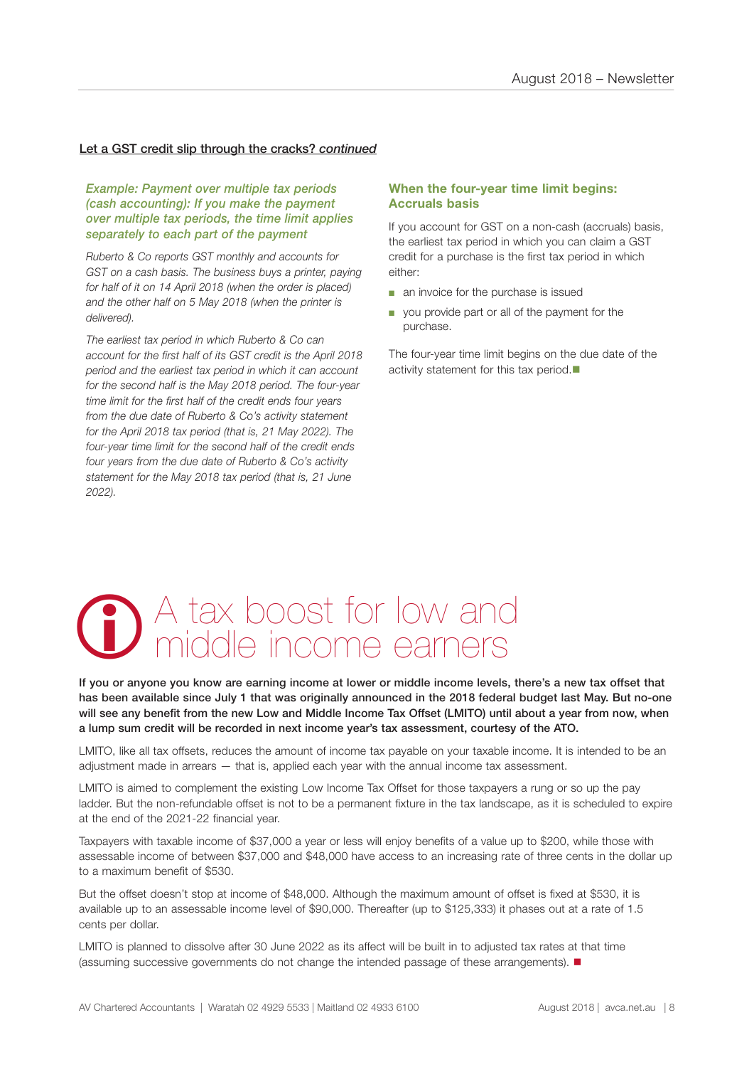Let a GST credit slip through the cracks? *continued*

*Example: Payment over multiple tax periods (cash accounting): If you make the payment over multiple tax periods, the time limit applies separately to each part of the payment*

*Ruberto & Co reports GST monthly and accounts for GST on a cash basis. The business buys a printer, paying for half of it on 14 April 2018 (when the order is placed) and the other half on 5 May 2018 (when the printer is delivered).*

*The earliest tax period in which Ruberto & Co can account for the first half of its GST credit is the April 2018 period and the earliest tax period in which it can account for the second half is the May 2018 period. The four-year time limit for the first half of the credit ends four years from the due date of Ruberto & Co's activity statement for the April 2018 tax period (that is, 21 May 2022). The four-year time limit for the second half of the credit ends four years from the due date of Ruberto & Co's activity statement for the May 2018 tax period (that is, 21 June 2022).*

### When the four-year time limit begins: Accruals basis

If you account for GST on a non-cash (accruals) basis, the earliest tax period in which you can claim a GST credit for a purchase is the first tax period in which either:

- an invoice for the purchase is issued
- you provide part or all of the payment for the purchase.

The four-year time limit begins on the due date of the activity statement for this tax period. ■

# A tax boost for low and middle income earners

**If you or anyone you know are earning income at lower or middle income levels, there's a new tax offset that has been available since July 1 that was originally announced in the 2018 federal budget last May. But no-one will see any benefit from the new Low and Middle Income Tax Offset (LMITO) until about a year from now, when a lump sum credit will be recorded in next income year's tax assessment, courtesy of the ATO.**

LMITO, like all tax offsets, reduces the amount of income tax payable on your taxable income. It is intended to be an adjustment made in arrears — that is, applied each year with the annual income tax assessment.

LMITO is aimed to complement the existing Low Income Tax Offset for those taxpayers a rung or so up the pay ladder. But the non-refundable offset is not to be a permanent fixture in the tax landscape, as it is scheduled to expire at the end of the 2021-22 financial year.

Taxpayers with taxable income of $37,000 a year or less will enjoy benefits of a value up to $200, while those with assessable income of between $37,000 and $48,000 have access to an increasing rate of three cents in the dollar up to a maximum benefit of $530.

But the offset doesn't stop at income of $48,000. Although the maximum amount of offset is fixed at $530, it is available up to an assessable income level of $90,000. Thereafter (up to $125,333) it phases out at a rate of 1.5 cents per dollar.

LMITO is planned to dissolve after 30 June 2022 as its affect will be built in to adjusted tax rates at that time (assuming successive governments do not change the intended passage of these arrangements). ■